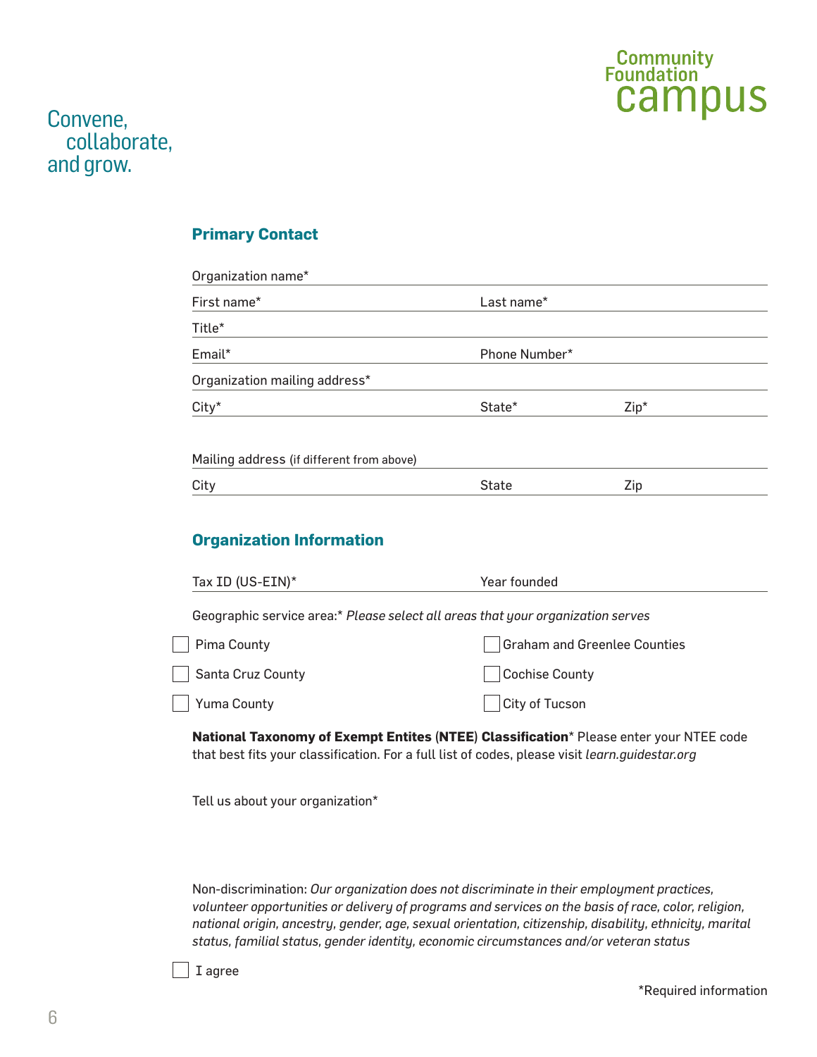Community Foundation campus

Convene,
collaborate,
and grow.

## Primary Contact

Organization name*

First name* Last name*

Title*

Email* Phone Number*

Organization mailing address*

City* State* Zip*

Mailing address (if different from above)

City State Zip

## Organization Information

Tax ID (US-EIN)* Year founded

Geographic service area:* *Please select all areas that your organization serves*

- [ ] Pima County
- [ ] Graham and Greenlee Counties
- [ ] Santa Cruz County
- [ ] Cochise County
- [ ] Yuma County
- [ ] City of Tucson

**National Taxonomy of Exempt Entites (NTEE) Classification*** Please enter your NTEE code that best fits your classification. For a full list of codes, please visit *learn.guidestar.org*

Tell us about your organization*

Non-discrimination: *Our organization does not discriminate in their employment practices, volunteer opportunities or delivery of programs and services on the basis of race, color, religion, national origin, ancestry, gender, age, sexual orientation, citizenship, disability, ethnicity, marital status, familial status, gender identity, economic circumstances and/or veteran status*

- [ ] I agree

*Required information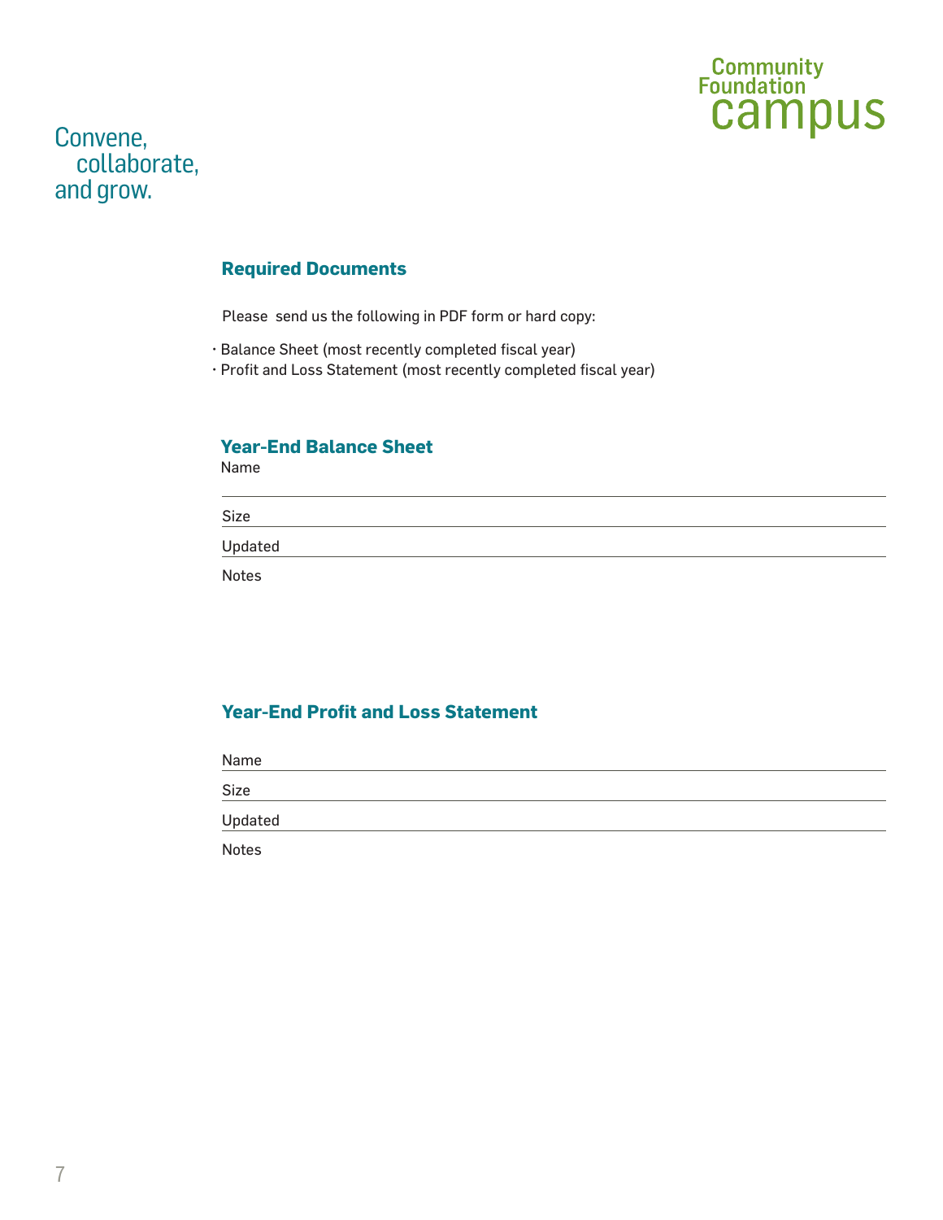Community Foundation campus

Convene, collaborate, and grow.

## Required Documents

Please send us the following in PDF form or hard copy:

- Balance Sheet (most recently completed fiscal year)
- Profit and Loss Statement (most recently completed fiscal year)

## Year-End Balance Sheet

Name

Size

Updated

Notes

## Year-End Profit and Loss Statement

Name

Size

Updated

Notes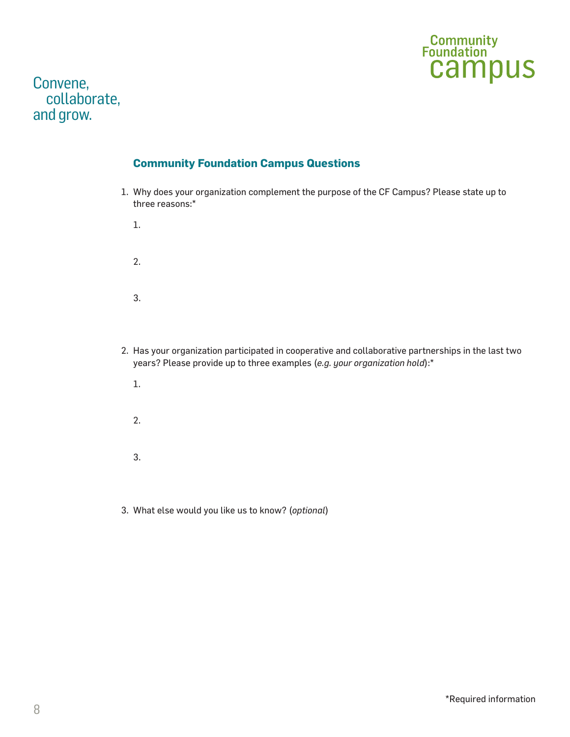Convene,
collaborate,
and grow.

Community Foundation campus

## Community Foundation Campus Questions

1. Why does your organization complement the purpose of the CF Campus? Please state up to three reasons:*

   1.

   2.

   3.

2. Has your organization participated in cooperative and collaborative partnerships in the last two years? Please provide up to three examples (*e.g. your organization hold*):*

   1.

   2.

   3.

3. What else would you like us to know? (*optional*)

*Required information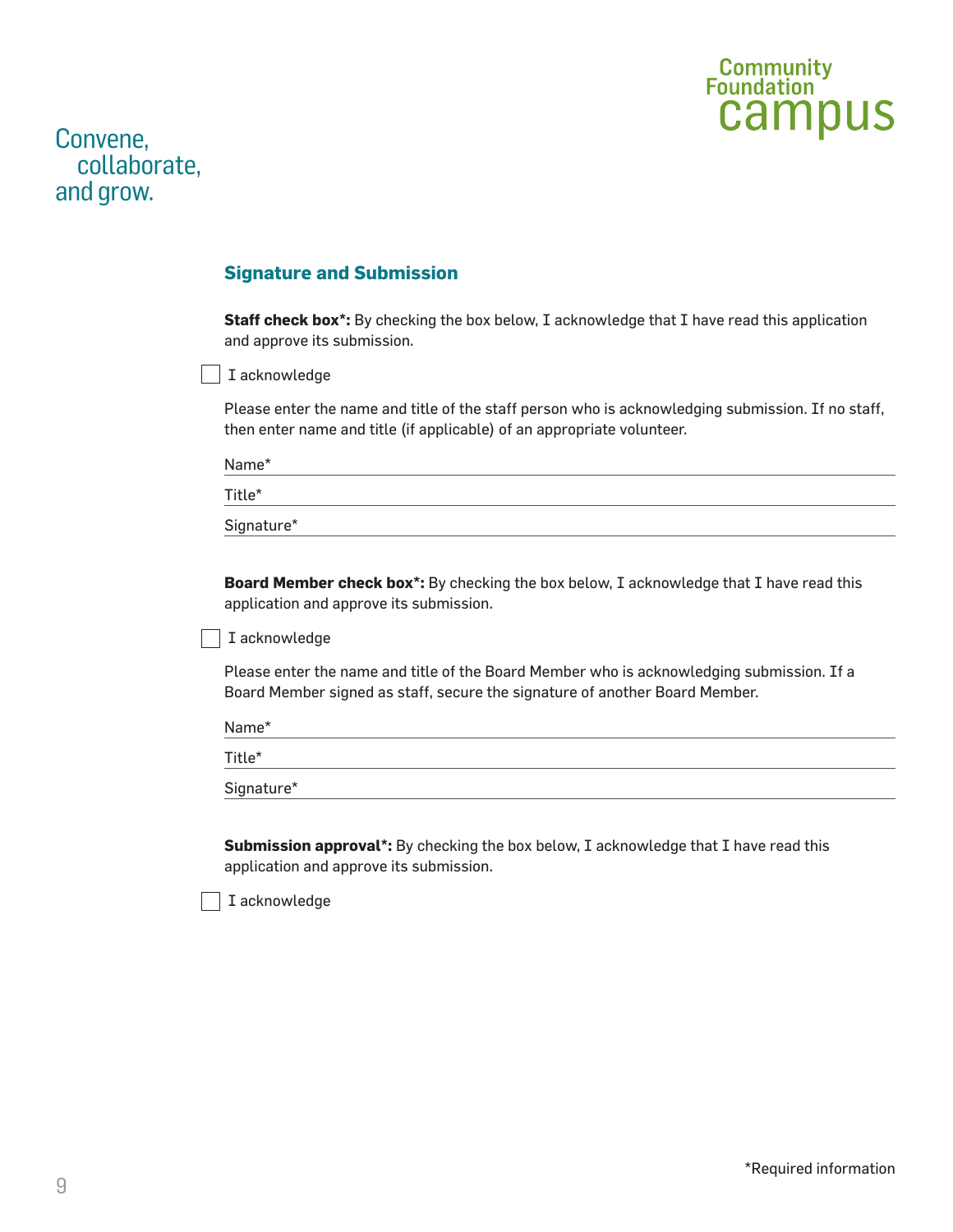## Signature and Submission

**Staff check box*:** By checking the box below, I acknowledge that I have read this application and approve its submission.

☐ I acknowledge

Please enter the name and title of the staff person who is acknowledging submission. If no staff, then enter name and title (if applicable) of an appropriate volunteer.

Name* ______________________________

Title* ______________________________

Signature* ______________________________

**Board Member check box*:** By checking the box below, I acknowledge that I have read this application and approve its submission.

☐ I acknowledge

Please enter the name and title of the Board Member who is acknowledging submission. If a Board Member signed as staff, secure the signature of another Board Member.

Name* ______________________________

Title* ______________________________

Signature* ______________________________

**Submission approval*:** By checking the box below, I acknowledge that I have read this application and approve its submission.

☐ I acknowledge

*Required information